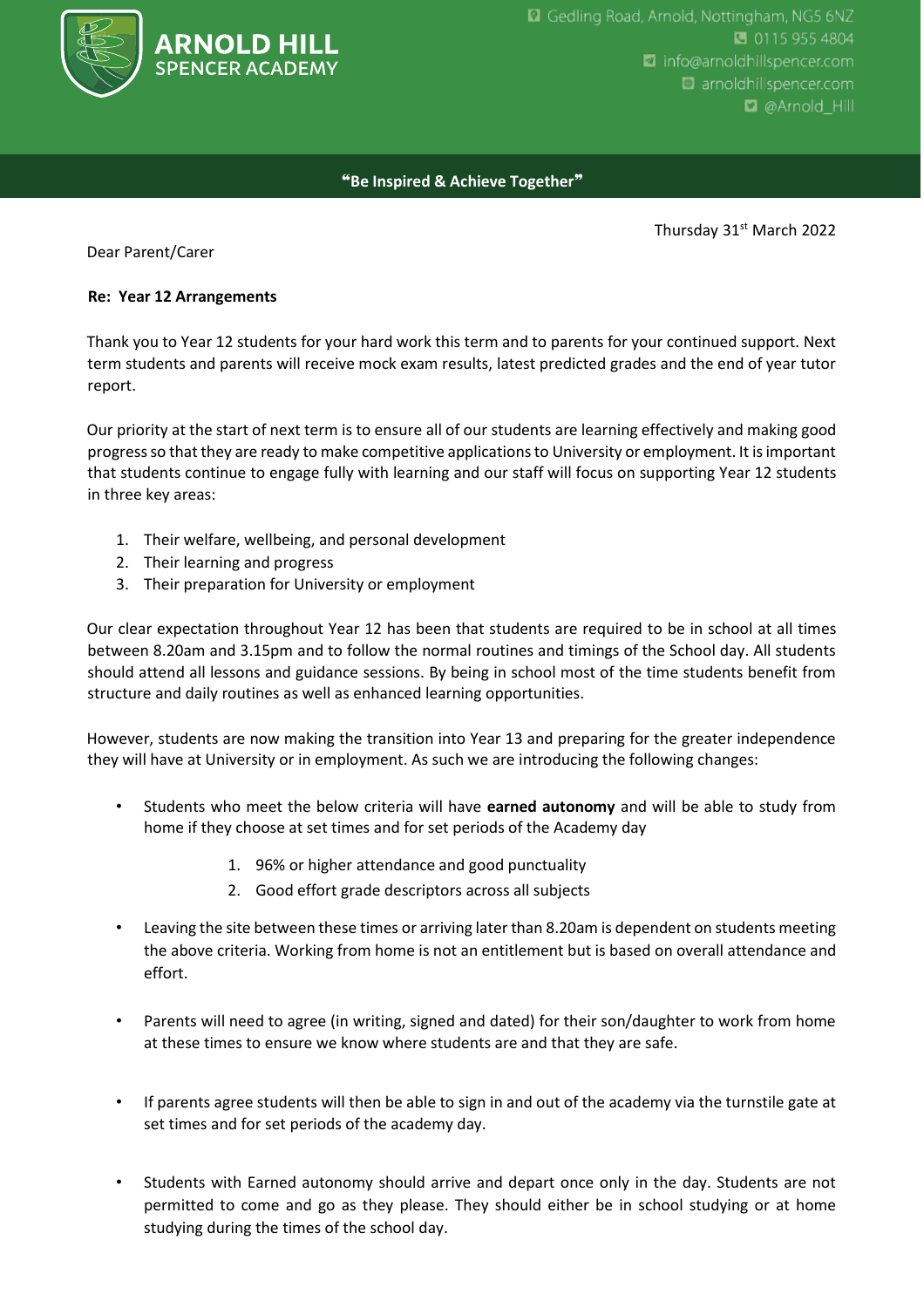**ARNOLD HILL SPENCER ACADEMY**

Gedling Road, Arnold, Nottingham, NG5 6NZ
0115 955 4804
info@arnoldhillspencer.com
arnoldhillspencer.com
@Arnold_Hill

**"Be Inspired & Achieve Together"**

Thursday 31st March 2022

Dear Parent/Carer

**Re: Year 12 Arrangements**

Thank you to Year 12 students for your hard work this term and to parents for your continued support. Next term students and parents will receive mock exam results, latest predicted grades and the end of year tutor report.

Our priority at the start of next term is to ensure all of our students are learning effectively and making good progress so that they are ready to make competitive applications to University or employment. It is important that students continue to engage fully with learning and our staff will focus on supporting Year 12 students in three key areas:

1. Their welfare, wellbeing, and personal development
2. Their learning and progress
3. Their preparation for University or employment

Our clear expectation throughout Year 12 has been that students are required to be in school at all times between 8.20am and 3.15pm and to follow the normal routines and timings of the School day. All students should attend all lessons and guidance sessions. By being in school most of the time students benefit from structure and daily routines as well as enhanced learning opportunities.

However, students are now making the transition into Year 13 and preparing for the greater independence they will have at University or in employment. As such we are introducing the following changes:

- Students who meet the below criteria will have **earned autonomy** and will be able to study from home if they choose at set times and for set periods of the Academy day
    1. 96% or higher attendance and good punctuality
    2. Good effort grade descriptors across all subjects
- Leaving the site between these times or arriving later than 8.20am is dependent on students meeting the above criteria. Working from home is not an entitlement but is based on overall attendance and effort.
- Parents will need to agree (in writing, signed and dated) for their son/daughter to work from home at these times to ensure we know where students are and that they are safe.
- If parents agree students will then be able to sign in and out of the academy via the turnstile gate at set times and for set periods of the academy day.
- Students with Earned autonomy should arrive and depart once only in the day. Students are not permitted to come and go as they please. They should either be in school studying or at home studying during the times of the school day.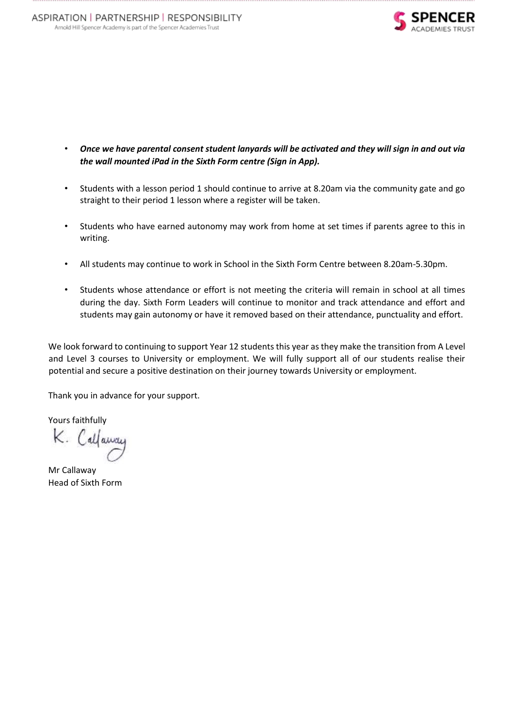- ***Once we have parental consent student lanyards will be activated and they will sign in and out via the wall mounted iPad in the Sixth Form centre (Sign in App).***

- Students with a lesson period 1 should continue to arrive at 8.20am via the community gate and go straight to their period 1 lesson where a register will be taken.

- Students who have earned autonomy may work from home at set times if parents agree to this in writing.

- All students may continue to work in School in the Sixth Form Centre between 8.20am-5.30pm.

- Students whose attendance or effort is not meeting the criteria will remain in school at all times during the day. Sixth Form Leaders will continue to monitor and track attendance and effort and students may gain autonomy or have it removed based on their attendance, punctuality and effort.

We look forward to continuing to support Year 12 students this year as they make the transition from A Level and Level 3 courses to University or employment. We will fully support all of our students realise their potential and secure a positive destination on their journey towards University or employment.

Thank you in advance for your support.

Yours faithfully

K. Callaway

Mr Callaway
Head of Sixth Form